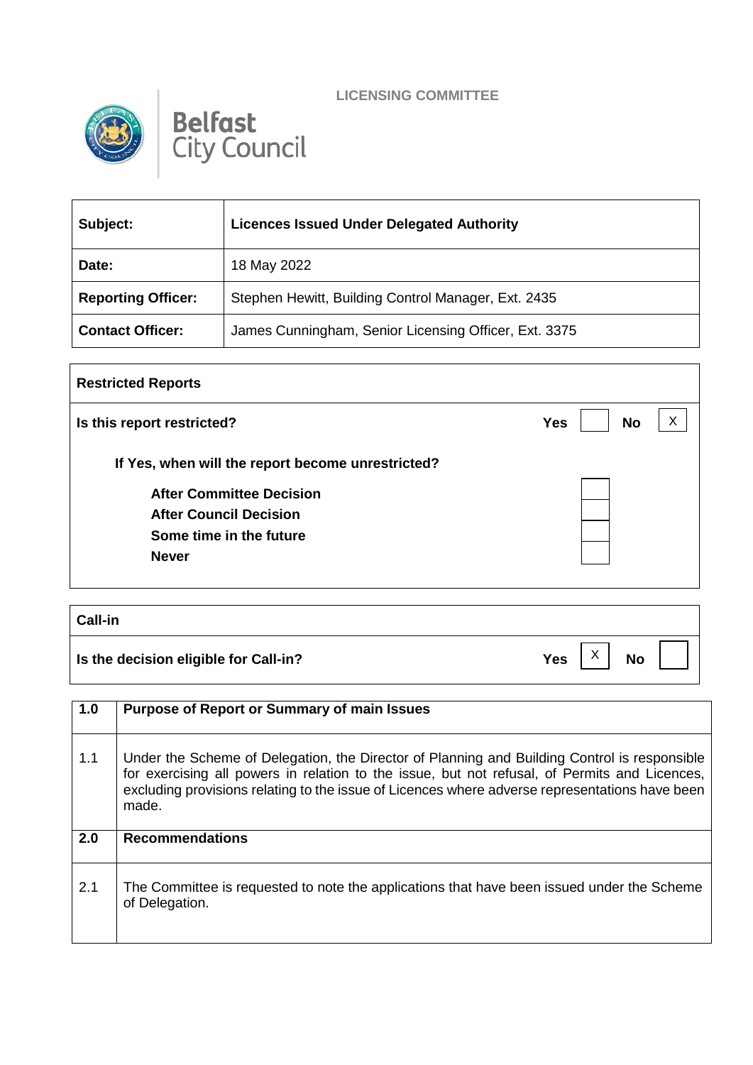LICENSING COMMITTEE

Belfast City Council

| Subject: | Licences Issued Under Delegated Authority |
|---|---|
| Date: | 18 May 2022 |
| Reporting Officer: | Stephen Hewitt, Building Control Manager, Ext. 2435 |
| Contact Officer: | James Cunningham, Senior Licensing Officer, Ext. 3375 |

| Restricted Reports | | | | |
|---|---|---|---|---|
| **Is this report restricted?** | **Yes** | | **No** | X |
| **If Yes, when will the report become unrestricted?** | | | | |
| **After Committee Decision** | | | | |
| **After Council Decision** | | | | |
| **Some time in the future** | | | | |
| **Never** | | | | |

| Call-in | | | | |
|---|---|---|---|---|
| **Is the decision eligible for Call-in?** | **Yes** | X | **No** | |

| 1.0 | Purpose of Report or Summary of main Issues |
|---|---|
| 1.1 | Under the Scheme of Delegation, the Director of Planning and Building Control is responsible for exercising all powers in relation to the issue, but not refusal, of Permits and Licences, excluding provisions relating to the issue of Licences where adverse representations have been made. |
| **2.0** | **Recommendations** |
| 2.1 | The Committee is requested to note the applications that have been issued under the Scheme of Delegation. |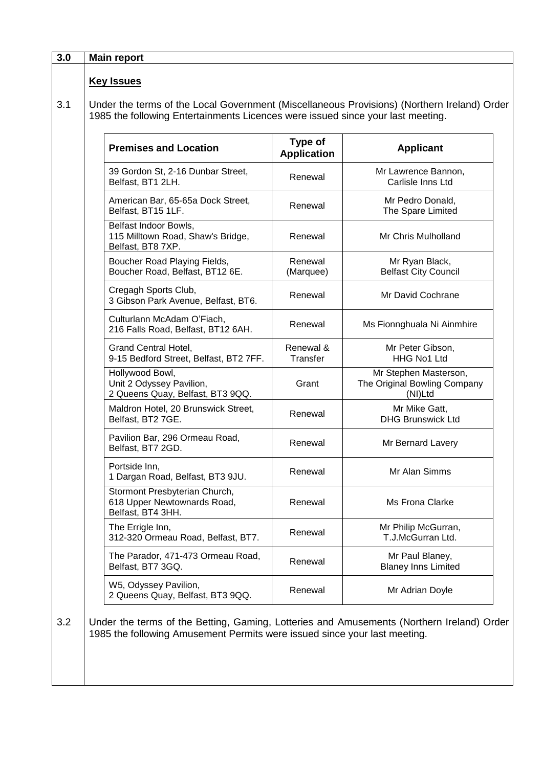| 3.0 | Main report |
|---|---|

## Key Issues

3.1 Under the terms of the Local Government (Miscellaneous Provisions) (Northern Ireland) Order 1985 the following Entertainments Licences were issued since your last meeting.

| Premises and Location | Type of Application | Applicant |
|---|---|---|
| 39 Gordon St, 2-16 Dunbar Street, Belfast, BT1 2LH. | Renewal | Mr Lawrence Bannon, Carlisle Inns Ltd |
| American Bar, 65-65a Dock Street, Belfast, BT15 1LF. | Renewal | Mr Pedro Donald, The Spare Limited |
| Belfast Indoor Bowls, 115 Milltown Road, Shaw's Bridge, Belfast, BT8 7XP. | Renewal | Mr Chris Mulholland |
| Boucher Road Playing Fields, Boucher Road, Belfast, BT12 6E. | Renewal (Marquee) | Mr Ryan Black, Belfast City Council |
| Cregagh Sports Club, 3 Gibson Park Avenue, Belfast, BT6. | Renewal | Mr David Cochrane |
| Culturlann McAdam O'Fiach, 216 Falls Road, Belfast, BT12 6AH. | Renewal | Ms Fionnghuala Ni Ainmhire |
| Grand Central Hotel, 9-15 Bedford Street, Belfast, BT2 7FF. | Renewal & Transfer | Mr Peter Gibson, HHG No1 Ltd |
| Hollywood Bowl, Unit 2 Odyssey Pavilion, 2 Queens Quay, Belfast, BT3 9QQ. | Grant | Mr Stephen Masterson, The Original Bowling Company (NI)Ltd |
| Maldron Hotel, 20 Brunswick Street, Belfast, BT2 7GE. | Renewal | Mr Mike Gatt, DHG Brunswick Ltd |
| Pavilion Bar, 296 Ormeau Road, Belfast, BT7 2GD. | Renewal | Mr Bernard Lavery |
| Portside Inn, 1 Dargan Road, Belfast, BT3 9JU. | Renewal | Mr Alan Simms |
| Stormont Presbyterian Church, 618 Upper Newtownards Road, Belfast, BT4 3HH. | Renewal | Ms Frona Clarke |
| The Errigle Inn, 312-320 Ormeau Road, Belfast, BT7. | Renewal | Mr Philip McGurran, T.J.McGurran Ltd. |
| The Parador, 471-473 Ormeau Road, Belfast, BT7 3GQ. | Renewal | Mr Paul Blaney, Blaney Inns Limited |
| W5, Odyssey Pavilion, 2 Queens Quay, Belfast, BT3 9QQ. | Renewal | Mr Adrian Doyle |

3.2 Under the terms of the Betting, Gaming, Lotteries and Amusements (Northern Ireland) Order 1985 the following Amusement Permits were issued since your last meeting.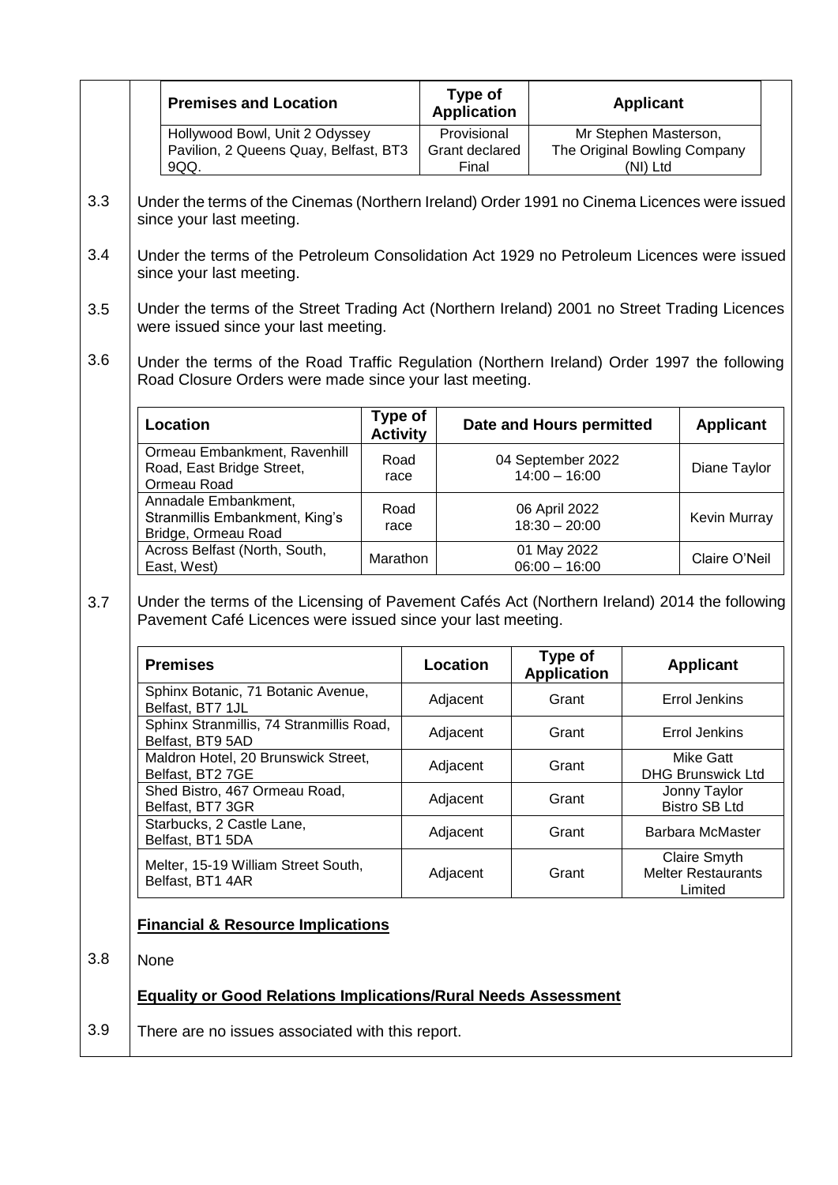| Premises and Location | Type of Application | Applicant |
|---|---|---|
| Hollywood Bowl, Unit 2 Odyssey Pavilion, 2 Queens Quay, Belfast, BT3 9QQ. | Provisional Grant declared Final | Mr Stephen Masterson, The Original Bowling Company (NI) Ltd |

3.3 Under the terms of the Cinemas (Northern Ireland) Order 1991 no Cinema Licences were issued since your last meeting.

3.4 Under the terms of the Petroleum Consolidation Act 1929 no Petroleum Licences were issued since your last meeting.

3.5 Under the terms of the Street Trading Act (Northern Ireland) 2001 no Street Trading Licences were issued since your last meeting.

3.6 Under the terms of the Road Traffic Regulation (Northern Ireland) Order 1997 the following Road Closure Orders were made since your last meeting.

| Location | Type of Activity | Date and Hours permitted | Applicant |
|---|---|---|---|
| Ormeau Embankment, Ravenhill Road, East Bridge Street, Ormeau Road | Road race | 04 September 2022 14:00 – 16:00 | Diane Taylor |
| Annadale Embankment, Stranmillis Embankment, King's Bridge, Ormeau Road | Road race | 06 April 2022 18:30 – 20:00 | Kevin Murray |
| Across Belfast (North, South, East, West) | Marathon | 01 May 2022 06:00 – 16:00 | Claire O'Neil |

3.7 Under the terms of the Licensing of Pavement Cafés Act (Northern Ireland) 2014 the following Pavement Café Licences were issued since your last meeting.

| Premises | Location | Type of Application | Applicant |
|---|---|---|---|
| Sphinx Botanic, 71 Botanic Avenue, Belfast, BT7 1JL | Adjacent | Grant | Errol Jenkins |
| Sphinx Stranmillis, 74 Stranmillis Road, Belfast, BT9 5AD | Adjacent | Grant | Errol Jenkins |
| Maldron Hotel, 20 Brunswick Street, Belfast, BT2 7GE | Adjacent | Grant | Mike Gatt DHG Brunswick Ltd |
| Shed Bistro, 467 Ormeau Road, Belfast, BT7 3GR | Adjacent | Grant | Jonny Taylor Bistro SB Ltd |
| Starbucks, 2 Castle Lane, Belfast, BT1 5DA | Adjacent | Grant | Barbara McMaster |
| Melter, 15-19 William Street South, Belfast, BT1 4AR | Adjacent | Grant | Claire Smyth Melter Restaurants Limited |

**Financial & Resource Implications**

3.8 None

**Equality or Good Relations Implications/Rural Needs Assessment**

3.9 There are no issues associated with this report.